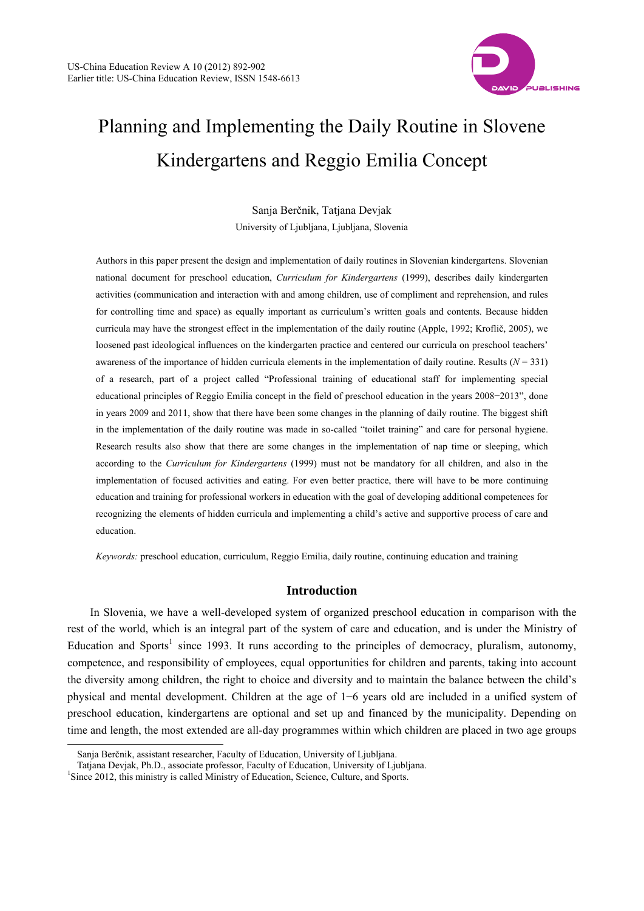# Planning and Implementing the Daily Routine in Slovene Kindergartens and Reggio Emilia Concept

Sanja Berčnik, Tatjana Devjak

University of Ljubljana, Ljubljana, Slovenia

Authors in this paper present the design and implementation of daily routines in Slovenian kindergartens. Slovenian national document for preschool education, *Curriculum for Kindergartens* (1999), describes daily kindergarten activities (communication and interaction with and among children, use of compliment and reprehension, and rules for controlling time and space) as equally important as curriculum's written goals and contents. Because hidden curricula may have the strongest effect in the implementation of the daily routine (Apple, 1992; Kroflič, 2005), we loosened past ideological influences on the kindergarten practice and centered our curricula on preschool teachers' awareness of the importance of hidden curricula elements in the implementation of daily routine. Results ($N = 331$) of a research, part of a project called "Professional training of educational staff for implementing special educational principles of Reggio Emilia concept in the field of preschool education in the years 2008−2013", done in years 2009 and 2011, show that there have been some changes in the planning of daily routine. The biggest shift in the implementation of the daily routine was made in so-called "toilet training" and care for personal hygiene. Research results also show that there are some changes in the implementation of nap time or sleeping, which according to the *Curriculum for Kindergartens* (1999) must not be mandatory for all children, and also in the implementation of focused activities and eating. For even better practice, there will have to be more continuing education and training for professional workers in education with the goal of developing additional competences for recognizing the elements of hidden curricula and implementing a child's active and supportive process of care and education.

*Keywords:* preschool education, curriculum, Reggio Emilia, daily routine, continuing education and training

## Introduction

In Slovenia, we have a well-developed system of organized preschool education in comparison with the rest of the world, which is an integral part of the system of care and education, and is under the Ministry of Education and Sports[1] since 1993. It runs according to the principles of democracy, pluralism, autonomy, competence, and responsibility of employees, equal opportunities for children and parents, taking into account the diversity among children, the right to choice and diversity and to maintain the balance between the child's physical and mental development. Children at the age of 1−6 years old are included in a unified system of preschool education, kindergartens are optional and set up and financed by the municipality. Depending on time and length, the most extended are all-day programmes within which children are placed in two age groups

---

Sanja Berčnik, assistant researcher, Faculty of Education, University of Ljubljana.

Tatjana Devjak, Ph.D., associate professor, Faculty of Education, University of Ljubljana.

[1]Since 2012, this ministry is called Ministry of Education, Science, Culture, and Sports.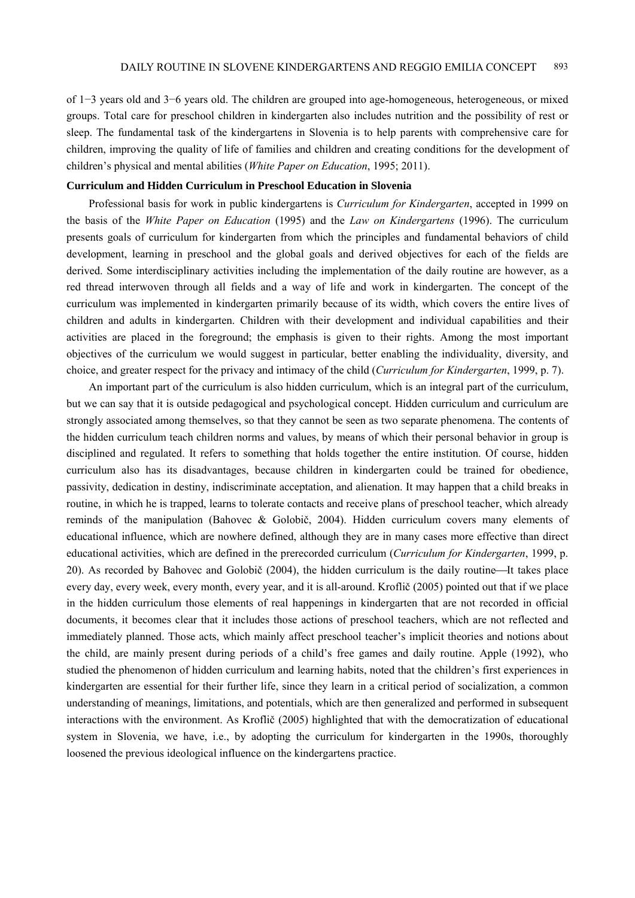of 1−3 years old and 3−6 years old. The children are grouped into age-homogeneous, heterogeneous, or mixed groups. Total care for preschool children in kindergarten also includes nutrition and the possibility of rest or sleep. The fundamental task of the kindergartens in Slovenia is to help parents with comprehensive care for children, improving the quality of life of families and children and creating conditions for the development of children's physical and mental abilities (*White Paper on Education*, 1995; 2011).

**Curriculum and Hidden Curriculum in Preschool Education in Slovenia**

Professional basis for work in public kindergartens is *Curriculum for Kindergarten*, accepted in 1999 on the basis of the *White Paper on Education* (1995) and the *Law on Kindergartens* (1996). The curriculum presents goals of curriculum for kindergarten from which the principles and fundamental behaviors of child development, learning in preschool and the global goals and derived objectives for each of the fields are derived. Some interdisciplinary activities including the implementation of the daily routine are however, as a red thread interwoven through all fields and a way of life and work in kindergarten. The concept of the curriculum was implemented in kindergarten primarily because of its width, which covers the entire lives of children and adults in kindergarten. Children with their development and individual capabilities and their activities are placed in the foreground; the emphasis is given to their rights. Among the most important objectives of the curriculum we would suggest in particular, better enabling the individuality, diversity, and choice, and greater respect for the privacy and intimacy of the child (*Curriculum for Kindergarten*, 1999, p. 7).

An important part of the curriculum is also hidden curriculum, which is an integral part of the curriculum, but we can say that it is outside pedagogical and psychological concept. Hidden curriculum and curriculum are strongly associated among themselves, so that they cannot be seen as two separate phenomena. The contents of the hidden curriculum teach children norms and values, by means of which their personal behavior in group is disciplined and regulated. It refers to something that holds together the entire institution. Of course, hidden curriculum also has its disadvantages, because children in kindergarten could be trained for obedience, passivity, dedication in destiny, indiscriminate acceptation, and alienation. It may happen that a child breaks in routine, in which he is trapped, learns to tolerate contacts and receive plans of preschool teacher, which already reminds of the manipulation (Bahovec & Golobič, 2004). Hidden curriculum covers many elements of educational influence, which are nowhere defined, although they are in many cases more effective than direct educational activities, which are defined in the prerecorded curriculum (*Curriculum for Kindergarten*, 1999, p. 20). As recorded by Bahovec and Golobič (2004), the hidden curriculum is the daily routine—It takes place every day, every week, every month, every year, and it is all-around. Kroflič (2005) pointed out that if we place in the hidden curriculum those elements of real happenings in kindergarten that are not recorded in official documents, it becomes clear that it includes those actions of preschool teachers, which are not reflected and immediately planned. Those acts, which mainly affect preschool teacher's implicit theories and notions about the child, are mainly present during periods of a child's free games and daily routine. Apple (1992), who studied the phenomenon of hidden curriculum and learning habits, noted that the children's first experiences in kindergarten are essential for their further life, since they learn in a critical period of socialization, a common understanding of meanings, limitations, and potentials, which are then generalized and performed in subsequent interactions with the environment. As Kroflič (2005) highlighted that with the democratization of educational system in Slovenia, we have, i.e., by adopting the curriculum for kindergarten in the 1990s, thoroughly loosened the previous ideological influence on the kindergartens practice.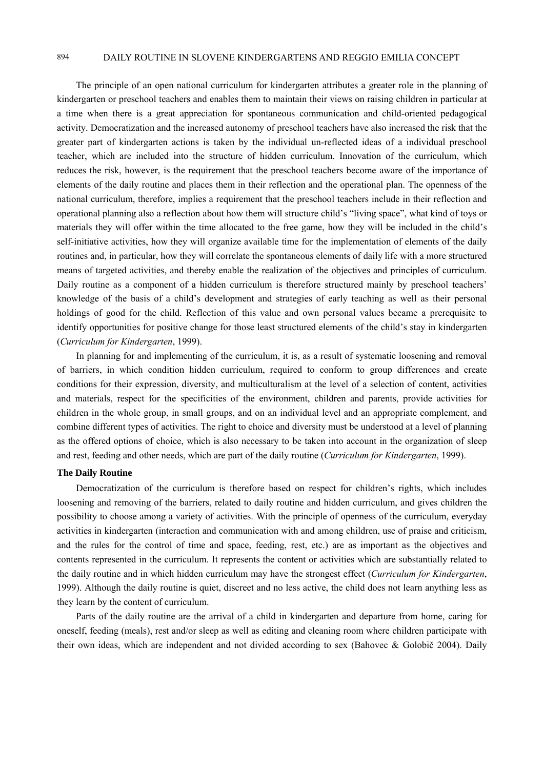The principle of an open national curriculum for kindergarten attributes a greater role in the planning of kindergarten or preschool teachers and enables them to maintain their views on raising children in particular at a time when there is a great appreciation for spontaneous communication and child-oriented pedagogical activity. Democratization and the increased autonomy of preschool teachers have also increased the risk that the greater part of kindergarten actions is taken by the individual un-reflected ideas of a individual preschool teacher, which are included into the structure of hidden curriculum. Innovation of the curriculum, which reduces the risk, however, is the requirement that the preschool teachers become aware of the importance of elements of the daily routine and places them in their reflection and the operational plan. The openness of the national curriculum, therefore, implies a requirement that the preschool teachers include in their reflection and operational planning also a reflection about how them will structure child's "living space", what kind of toys or materials they will offer within the time allocated to the free game, how they will be included in the child's self-initiative activities, how they will organize available time for the implementation of elements of the daily routines and, in particular, how they will correlate the spontaneous elements of daily life with a more structured means of targeted activities, and thereby enable the realization of the objectives and principles of curriculum. Daily routine as a component of a hidden curriculum is therefore structured mainly by preschool teachers' knowledge of the basis of a child's development and strategies of early teaching as well as their personal holdings of good for the child. Reflection of this value and own personal values became a prerequisite to identify opportunities for positive change for those least structured elements of the child's stay in kindergarten (*Curriculum for Kindergarten*, 1999).

In planning for and implementing of the curriculum, it is, as a result of systematic loosening and removal of barriers, in which condition hidden curriculum, required to conform to group differences and create conditions for their expression, diversity, and multiculturalism at the level of a selection of content, activities and materials, respect for the specificities of the environment, children and parents, provide activities for children in the whole group, in small groups, and on an individual level and an appropriate complement, and combine different types of activities. The right to choice and diversity must be understood at a level of planning as the offered options of choice, which is also necessary to be taken into account in the organization of sleep and rest, feeding and other needs, which are part of the daily routine (*Curriculum for Kindergarten*, 1999).

### The Daily Routine

Democratization of the curriculum is therefore based on respect for children's rights, which includes loosening and removing of the barriers, related to daily routine and hidden curriculum, and gives children the possibility to choose among a variety of activities. With the principle of openness of the curriculum, everyday activities in kindergarten (interaction and communication with and among children, use of praise and criticism, and the rules for the control of time and space, feeding, rest, etc.) are as important as the objectives and contents represented in the curriculum. It represents the content or activities which are substantially related to the daily routine and in which hidden curriculum may have the strongest effect (*Curriculum for Kindergarten*, 1999). Although the daily routine is quiet, discreet and no less active, the child does not learn anything less as they learn by the content of curriculum.

Parts of the daily routine are the arrival of a child in kindergarten and departure from home, caring for oneself, feeding (meals), rest and/or sleep as well as editing and cleaning room where children participate with their own ideas, which are independent and not divided according to sex (Bahovec & Golobič 2004). Daily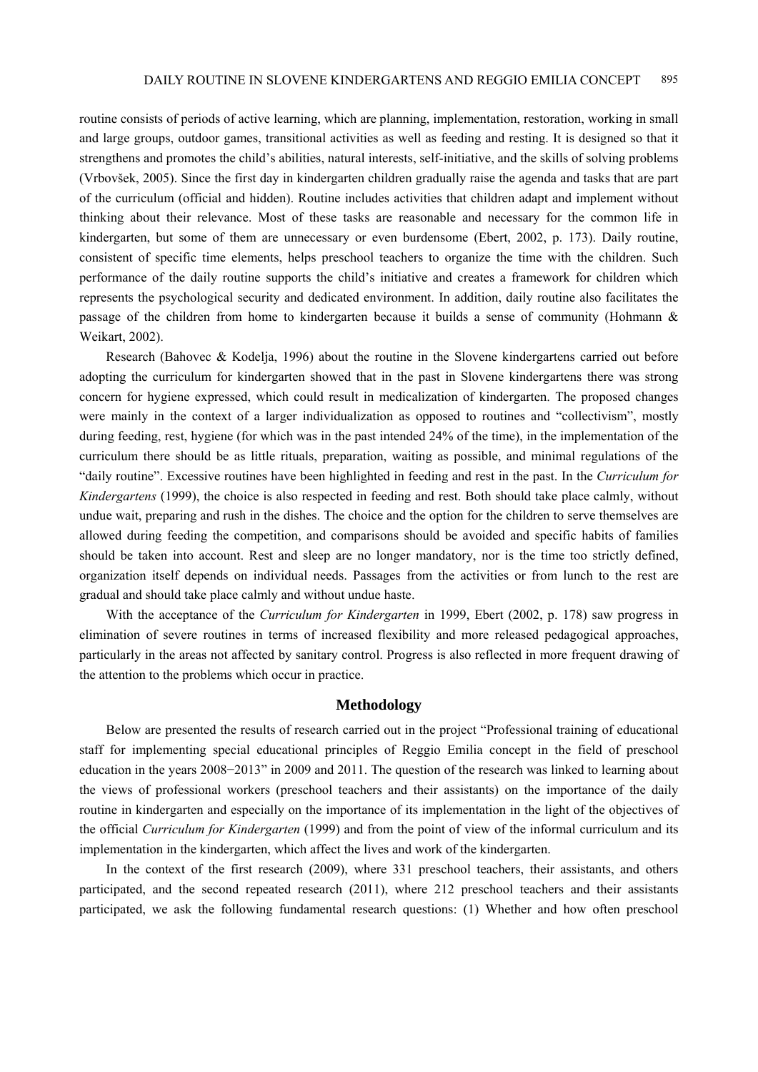routine consists of periods of active learning, which are planning, implementation, restoration, working in small and large groups, outdoor games, transitional activities as well as feeding and resting. It is designed so that it strengthens and promotes the child's abilities, natural interests, self-initiative, and the skills of solving problems (Vrbovšek, 2005). Since the first day in kindergarten children gradually raise the agenda and tasks that are part of the curriculum (official and hidden). Routine includes activities that children adapt and implement without thinking about their relevance. Most of these tasks are reasonable and necessary for the common life in kindergarten, but some of them are unnecessary or even burdensome (Ebert, 2002, p. 173). Daily routine, consistent of specific time elements, helps preschool teachers to organize the time with the children. Such performance of the daily routine supports the child's initiative and creates a framework for children which represents the psychological security and dedicated environment. In addition, daily routine also facilitates the passage of the children from home to kindergarten because it builds a sense of community (Hohmann & Weikart, 2002).

Research (Bahovec & Kodelja, 1996) about the routine in the Slovene kindergartens carried out before adopting the curriculum for kindergarten showed that in the past in Slovene kindergartens there was strong concern for hygiene expressed, which could result in medicalization of kindergarten. The proposed changes were mainly in the context of a larger individualization as opposed to routines and "collectivism", mostly during feeding, rest, hygiene (for which was in the past intended 24% of the time), in the implementation of the curriculum there should be as little rituals, preparation, waiting as possible, and minimal regulations of the "daily routine". Excessive routines have been highlighted in feeding and rest in the past. In the *Curriculum for Kindergartens* (1999), the choice is also respected in feeding and rest. Both should take place calmly, without undue wait, preparing and rush in the dishes. The choice and the option for the children to serve themselves are allowed during feeding the competition, and comparisons should be avoided and specific habits of families should be taken into account. Rest and sleep are no longer mandatory, nor is the time too strictly defined, organization itself depends on individual needs. Passages from the activities or from lunch to the rest are gradual and should take place calmly and without undue haste.

With the acceptance of the *Curriculum for Kindergarten* in 1999, Ebert (2002, p. 178) saw progress in elimination of severe routines in terms of increased flexibility and more released pedagogical approaches, particularly in the areas not affected by sanitary control. Progress is also reflected in more frequent drawing of the attention to the problems which occur in practice.

## Methodology

Below are presented the results of research carried out in the project "Professional training of educational staff for implementing special educational principles of Reggio Emilia concept in the field of preschool education in the years 2008−2013" in 2009 and 2011. The question of the research was linked to learning about the views of professional workers (preschool teachers and their assistants) on the importance of the daily routine in kindergarten and especially on the importance of its implementation in the light of the objectives of the official *Curriculum for Kindergarten* (1999) and from the point of view of the informal curriculum and its implementation in the kindergarten, which affect the lives and work of the kindergarten.

In the context of the first research (2009), where 331 preschool teachers, their assistants, and others participated, and the second repeated research (2011), where 212 preschool teachers and their assistants participated, we ask the following fundamental research questions: (1) Whether and how often preschool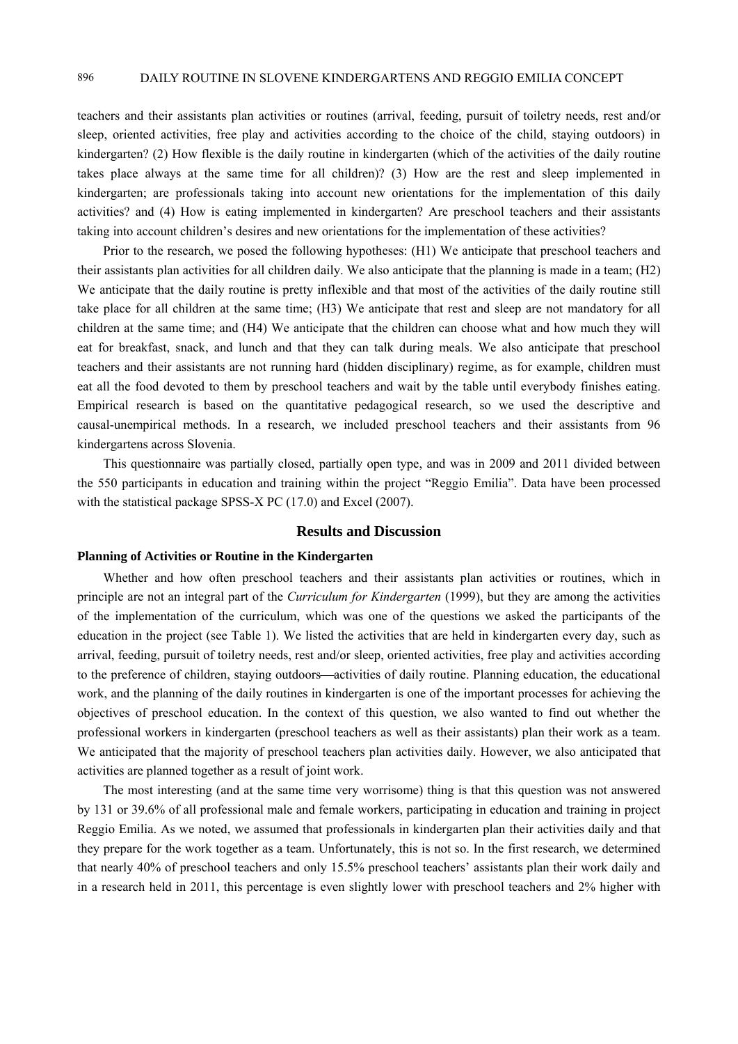teachers and their assistants plan activities or routines (arrival, feeding, pursuit of toiletry needs, rest and/or sleep, oriented activities, free play and activities according to the choice of the child, staying outdoors) in kindergarten? (2) How flexible is the daily routine in kindergarten (which of the activities of the daily routine takes place always at the same time for all children)? (3) How are the rest and sleep implemented in kindergarten; are professionals taking into account new orientations for the implementation of this daily activities? and (4) How is eating implemented in kindergarten? Are preschool teachers and their assistants taking into account children's desires and new orientations for the implementation of these activities?

Prior to the research, we posed the following hypotheses: (H1) We anticipate that preschool teachers and their assistants plan activities for all children daily. We also anticipate that the planning is made in a team; (H2) We anticipate that the daily routine is pretty inflexible and that most of the activities of the daily routine still take place for all children at the same time; (H3) We anticipate that rest and sleep are not mandatory for all children at the same time; and (H4) We anticipate that the children can choose what and how much they will eat for breakfast, snack, and lunch and that they can talk during meals. We also anticipate that preschool teachers and their assistants are not running hard (hidden disciplinary) regime, as for example, children must eat all the food devoted to them by preschool teachers and wait by the table until everybody finishes eating. Empirical research is based on the quantitative pedagogical research, so we used the descriptive and causal-unempirical methods. In a research, we included preschool teachers and their assistants from 96 kindergartens across Slovenia.

This questionnaire was partially closed, partially open type, and was in 2009 and 2011 divided between the 550 participants in education and training within the project "Reggio Emilia". Data have been processed with the statistical package SPSS-X PC (17.0) and Excel (2007).

## Results and Discussion

### Planning of Activities or Routine in the Kindergarten

Whether and how often preschool teachers and their assistants plan activities or routines, which in principle are not an integral part of the *Curriculum for Kindergarten* (1999), but they are among the activities of the implementation of the curriculum, which was one of the questions we asked the participants of the education in the project (see Table 1). We listed the activities that are held in kindergarten every day, such as arrival, feeding, pursuit of toiletry needs, rest and/or sleep, oriented activities, free play and activities according to the preference of children, staying outdoors—activities of daily routine. Planning education, the educational work, and the planning of the daily routines in kindergarten is one of the important processes for achieving the objectives of preschool education. In the context of this question, we also wanted to find out whether the professional workers in kindergarten (preschool teachers as well as their assistants) plan their work as a team. We anticipated that the majority of preschool teachers plan activities daily. However, we also anticipated that activities are planned together as a result of joint work.

The most interesting (and at the same time very worrisome) thing is that this question was not answered by 131 or 39.6% of all professional male and female workers, participating in education and training in project Reggio Emilia. As we noted, we assumed that professionals in kindergarten plan their activities daily and that they prepare for the work together as a team. Unfortunately, this is not so. In the first research, we determined that nearly 40% of preschool teachers and only 15.5% preschool teachers' assistants plan their work daily and in a research held in 2011, this percentage is even slightly lower with preschool teachers and 2% higher with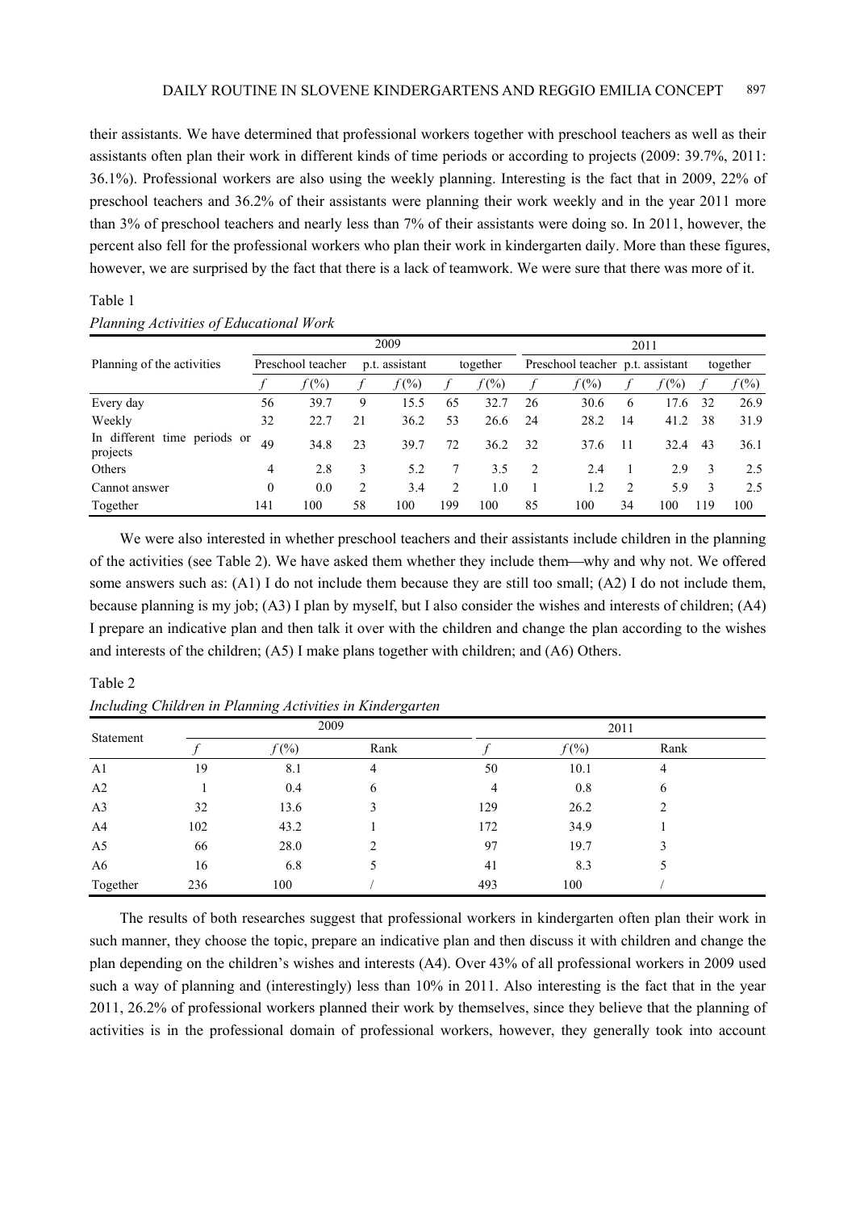their assistants. We have determined that professional workers together with preschool teachers as well as their assistants often plan their work in different kinds of time periods or according to projects (2009: 39.7%, 2011: 36.1%). Professional workers are also using the weekly planning. Interesting is the fact that in 2009, 22% of preschool teachers and 36.2% of their assistants were planning their work weekly and in the year 2011 more than 3% of preschool teachers and nearly less than 7% of their assistants were doing so. In 2011, however, the percent also fell for the professional workers who plan their work in kindergarten daily. More than these figures, however, we are surprised by the fact that there is a lack of teamwork. We were sure that there was more of it.

Table 1

*Planning Activities of Educational Work*

| Planning of the activities | 2009 | | | | | | 2011 | | | | | |
|---|---|---|---|---|---|---|---|---|---|---|---|---|
| | Preschool teacher | | p.t. assistant | | together | | Preschool teacher | | p.t. assistant | | together | |
| | *f* | *f* (%) | *f* | *f* (%) | *f* | *f* (%) | *f* | *f* (%) | *f* | *f* (%) | *f* | *f* (%) |
| Every day | 56 | 39.7 | 9 | 15.5 | 65 | 32.7 | 26 | 30.6 | 6 | 17.6 | 32 | 26.9 |
| Weekly | 32 | 22.7 | 21 | 36.2 | 53 | 26.6 | 24 | 28.2 | 14 | 41.2 | 38 | 31.9 |
| In different time periods or projects | 49 | 34.8 | 23 | 39.7 | 72 | 36.2 | 32 | 37.6 | 11 | 32.4 | 43 | 36.1 |
| Others | 4 | 2.8 | 3 | 5.2 | 7 | 3.5 | 2 | 2.4 | 1 | 2.9 | 3 | 2.5 |
| Cannot answer | 0 | 0.0 | 2 | 3.4 | 2 | 1.0 | 1 | 1.2 | 2 | 5.9 | 3 | 2.5 |
| Together | 141 | 100 | 58 | 100 | 199 | 100 | 85 | 100 | 34 | 100 | 119 | 100 |

We were also interested in whether preschool teachers and their assistants include children in the planning of the activities (see Table 2). We have asked them whether they include them—why and why not. We offered some answers such as: (A1) I do not include them because they are still too small; (A2) I do not include them, because planning is my job; (A3) I plan by myself, but I also consider the wishes and interests of children; (A4) I prepare an indicative plan and then talk it over with the children and change the plan according to the wishes and interests of the children; (A5) I make plans together with children; and (A6) Others.

Table 2

*Including Children in Planning Activities in Kindergarten*

| Statement | 2009 | | | 2011 | | |
|---|---|---|---|---|---|---|
| | *f* | *f* (%) | Rank | *f* | *f* (%) | Rank |
| A1 | 19 | 8.1 | 4 | 50 | 10.1 | 4 |
| A2 | 1 | 0.4 | 6 | 4 | 0.8 | 6 |
| A3 | 32 | 13.6 | 3 | 129 | 26.2 | 2 |
| A4 | 102 | 43.2 | 1 | 172 | 34.9 | 1 |
| A5 | 66 | 28.0 | 2 | 97 | 19.7 | 3 |
| A6 | 16 | 6.8 | 5 | 41 | 8.3 | 5 |
| Together | 236 | 100 | / | 493 | 100 | / |

The results of both researches suggest that professional workers in kindergarten often plan their work in such manner, they choose the topic, prepare an indicative plan and then discuss it with children and change the plan depending on the children's wishes and interests (A4). Over 43% of all professional workers in 2009 used such a way of planning and (interestingly) less than 10% in 2011. Also interesting is the fact that in the year 2011, 26.2% of professional workers planned their work by themselves, since they believe that the planning of activities is in the professional domain of professional workers, however, they generally took into account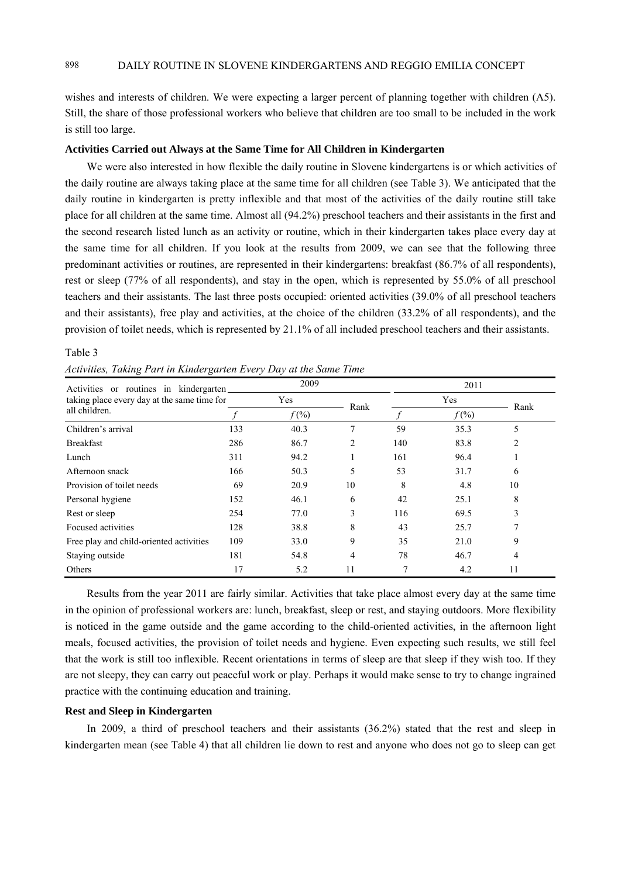wishes and interests of children. We were expecting a larger percent of planning together with children (A5). Still, the share of those professional workers who believe that children are too small to be included in the work is still too large.

### Activities Carried out Always at the Same Time for All Children in Kindergarten

We were also interested in how flexible the daily routine in Slovene kindergartens is or which activities of the daily routine are always taking place at the same time for all children (see Table 3). We anticipated that the daily routine in kindergarten is pretty inflexible and that most of the activities of the daily routine still take place for all children at the same time. Almost all (94.2%) preschool teachers and their assistants in the first and the second research listed lunch as an activity or routine, which in their kindergarten takes place every day at the same time for all children. If you look at the results from 2009, we can see that the following three predominant activities or routines, are represented in their kindergartens: breakfast (86.7% of all respondents), rest or sleep (77% of all respondents), and stay in the open, which is represented by 55.0% of all preschool teachers and their assistants. The last three posts occupied: oriented activities (39.0% of all preschool teachers and their assistants), free play and activities, at the choice of the children (33.2% of all respondents), and the provision of toilet needs, which is represented by 21.1% of all included preschool teachers and their assistants.

Table 3

*Activities, Taking Part in Kindergarten Every Day at the Same Time*

| Activities or routines in kindergarten taking place every day at the same time for all children. | 2009 | | | 2011 | | |
|---|---|---|---|---|---|---|
| | Yes | | Rank | Yes | | Rank |
| | *f* | *f* (%) | | *f* | *f* (%) | |
| Children's arrival | 133 | 40.3 | 7 | 59 | 35.3 | 5 |
| Breakfast | 286 | 86.7 | 2 | 140 | 83.8 | 2 |
| Lunch | 311 | 94.2 | 1 | 161 | 96.4 | 1 |
| Afternoon snack | 166 | 50.3 | 5 | 53 | 31.7 | 6 |
| Provision of toilet needs | 69 | 20.9 | 10 | 8 | 4.8 | 10 |
| Personal hygiene | 152 | 46.1 | 6 | 42 | 25.1 | 8 |
| Rest or sleep | 254 | 77.0 | 3 | 116 | 69.5 | 3 |
| Focused activities | 128 | 38.8 | 8 | 43 | 25.7 | 7 |
| Free play and child-oriented activities | 109 | 33.0 | 9 | 35 | 21.0 | 9 |
| Staying outside | 181 | 54.8 | 4 | 78 | 46.7 | 4 |
| Others | 17 | 5.2 | 11 | 7 | 4.2 | 11 |

Results from the year 2011 are fairly similar. Activities that take place almost every day at the same time in the opinion of professional workers are: lunch, breakfast, sleep or rest, and staying outdoors. More flexibility is noticed in the game outside and the game according to the child-oriented activities, in the afternoon light meals, focused activities, the provision of toilet needs and hygiene. Even expecting such results, we still feel that the work is still too inflexible. Recent orientations in terms of sleep are that sleep if they wish too. If they are not sleepy, they can carry out peaceful work or play. Perhaps it would make sense to try to change ingrained practice with the continuing education and training.

### Rest and Sleep in Kindergarten

In 2009, a third of preschool teachers and their assistants (36.2%) stated that the rest and sleep in kindergarten mean (see Table 4) that all children lie down to rest and anyone who does not go to sleep can get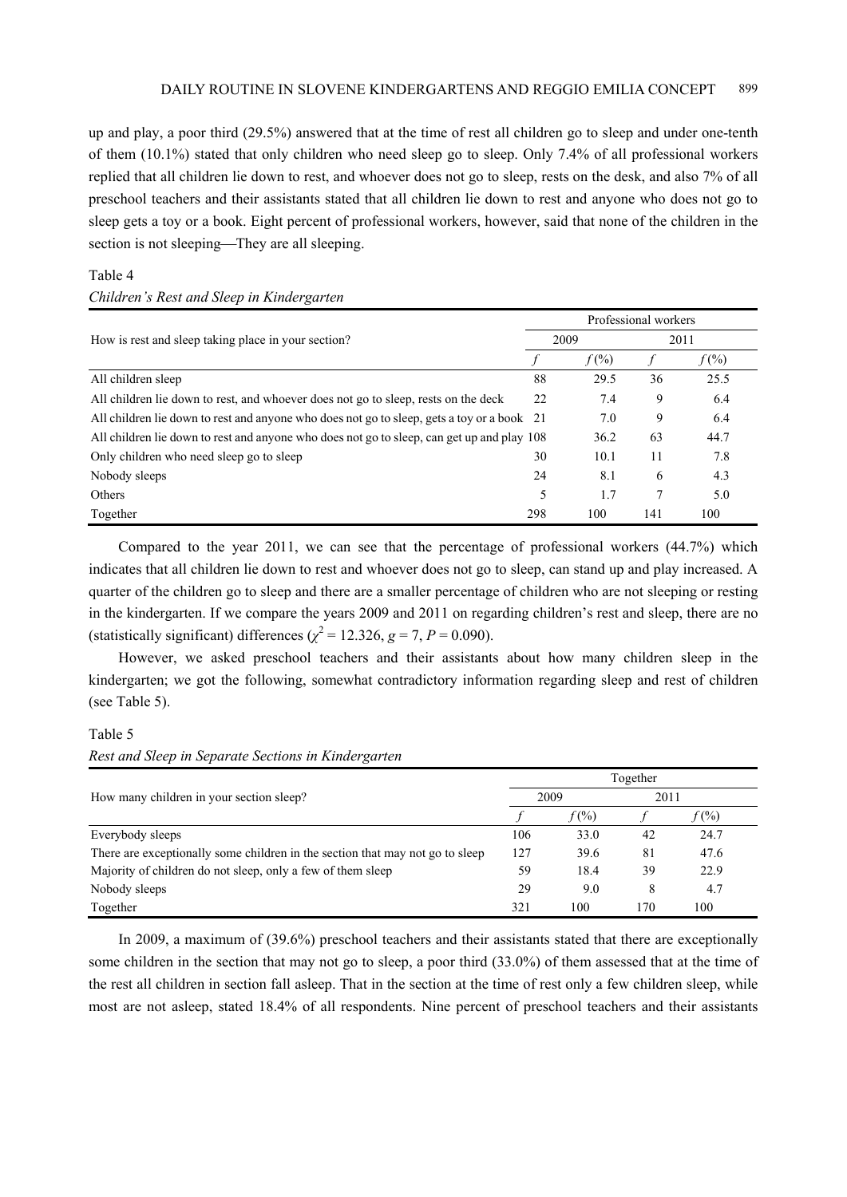up and play, a poor third (29.5%) answered that at the time of rest all children go to sleep and under one-tenth of them (10.1%) stated that only children who need sleep go to sleep. Only 7.4% of all professional workers replied that all children lie down to rest, and whoever does not go to sleep, rests on the desk, and also 7% of all preschool teachers and their assistants stated that all children lie down to rest and anyone who does not go to sleep gets a toy or a book. Eight percent of professional workers, however, said that none of the children in the section is not sleeping—They are all sleeping.

Table 4
*Children's Rest and Sleep in Kindergarten*

| How is rest and sleep taking place in your section? | Professional workers | | | |
|---|---|---|---|---|
| | 2009 | | 2011 | |
| | *f* | *f* (%) | *f* | *f* (%) |
| All children sleep | 88 | 29.5 | 36 | 25.5 |
| All children lie down to rest, and whoever does not go to sleep, rests on the deck | 22 | 7.4 | 9 | 6.4 |
| All children lie down to rest and anyone who does not go to sleep, gets a toy or a book | 21 | 7.0 | 9 | 6.4 |
| All children lie down to rest and anyone who does not go to sleep, can get up and play | 108 | 36.2 | 63 | 44.7 |
| Only children who need sleep go to sleep | 30 | 10.1 | 11 | 7.8 |
| Nobody sleeps | 24 | 8.1 | 6 | 4.3 |
| Others | 5 | 1.7 | 7 | 5.0 |
| Together | 298 | 100 | 141 | 100 |

Compared to the year 2011, we can see that the percentage of professional workers (44.7%) which indicates that all children lie down to rest and whoever does not go to sleep, can stand up and play increased. A quarter of the children go to sleep and there are a smaller percentage of children who are not sleeping or resting in the kindergarten. If we compare the years 2009 and 2011 on regarding children's rest and sleep, there are no (statistically significant) differences ($\chi^2 = 12.326$, $g = 7$, $P = 0.090$).

However, we asked preschool teachers and their assistants about how many children sleep in the kindergarten; we got the following, somewhat contradictory information regarding sleep and rest of children (see Table 5).

Table 5
*Rest and Sleep in Separate Sections in Kindergarten*

| How many children in your section sleep? | Together | | | |
|---|---|---|---|---|
| | 2009 | | 2011 | |
| | *f* | *f* (%) | *f* | *f* (%) |
| Everybody sleeps | 106 | 33.0 | 42 | 24.7 |
| There are exceptionally some children in the section that may not go to sleep | 127 | 39.6 | 81 | 47.6 |
| Majority of children do not sleep, only a few of them sleep | 59 | 18.4 | 39 | 22.9 |
| Nobody sleeps | 29 | 9.0 | 8 | 4.7 |
| Together | 321 | 100 | 170 | 100 |

In 2009, a maximum of (39.6%) preschool teachers and their assistants stated that there are exceptionally some children in the section that may not go to sleep, a poor third (33.0%) of them assessed that at the time of the rest all children in section fall asleep. That in the section at the time of rest only a few children sleep, while most are not asleep, stated 18.4% of all respondents. Nine percent of preschool teachers and their assistants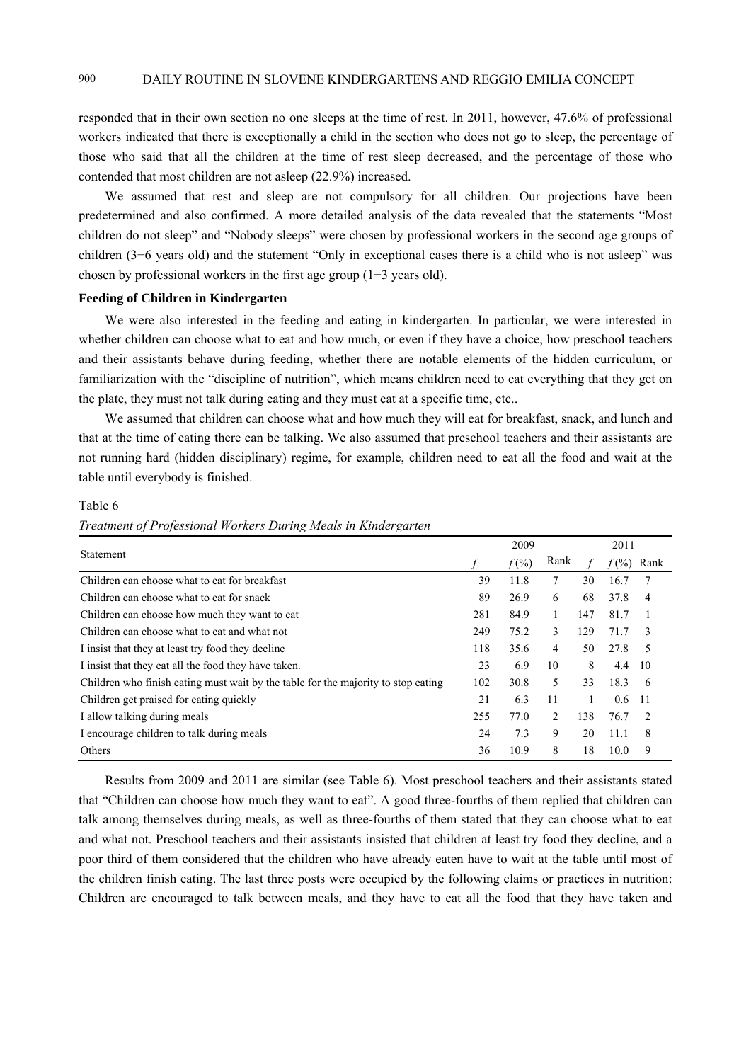responded that in their own section no one sleeps at the time of rest. In 2011, however, 47.6% of professional workers indicated that there is exceptionally a child in the section who does not go to sleep, the percentage of those who said that all the children at the time of rest sleep decreased, and the percentage of those who contended that most children are not asleep (22.9%) increased.

We assumed that rest and sleep are not compulsory for all children. Our projections have been predetermined and also confirmed. A more detailed analysis of the data revealed that the statements "Most children do not sleep" and "Nobody sleeps" were chosen by professional workers in the second age groups of children (3−6 years old) and the statement "Only in exceptional cases there is a child who is not asleep" was chosen by professional workers in the first age group (1−3 years old).

**Feeding of Children in Kindergarten**

We were also interested in the feeding and eating in kindergarten. In particular, we were interested in whether children can choose what to eat and how much, or even if they have a choice, how preschool teachers and their assistants behave during feeding, whether there are notable elements of the hidden curriculum, or familiarization with the "discipline of nutrition", which means children need to eat everything that they get on the plate, they must not talk during eating and they must eat at a specific time, etc..

We assumed that children can choose what and how much they will eat for breakfast, snack, and lunch and that at the time of eating there can be talking. We also assumed that preschool teachers and their assistants are not running hard (hidden disciplinary) regime, for example, children need to eat all the food and wait at the table until everybody is finished.

Table 6

*Treatment of Professional Workers During Meals in Kindergarten*

| Statement | 2009 | | | 2011 | | |
|---|---|---|---|---|---|---|
| | *f* | *f* (%) | Rank | *f* | *f* (%) | Rank |
| Children can choose what to eat for breakfast | 39 | 11.8 | 7 | 30 | 16.7 | 7 |
| Children can choose what to eat for snack | 89 | 26.9 | 6 | 68 | 37.8 | 4 |
| Children can choose how much they want to eat | 281 | 84.9 | 1 | 147 | 81.7 | 1 |
| Children can choose what to eat and what not | 249 | 75.2 | 3 | 129 | 71.7 | 3 |
| I insist that they at least try food they decline | 118 | 35.6 | 4 | 50 | 27.8 | 5 |
| I insist that they eat all the food they have taken. | 23 | 6.9 | 10 | 8 | 4.4 | 10 |
| Children who finish eating must wait by the table for the majority to stop eating | 102 | 30.8 | 5 | 33 | 18.3 | 6 |
| Children get praised for eating quickly | 21 | 6.3 | 11 | 1 | 0.6 | 11 |
| I allow talking during meals | 255 | 77.0 | 2 | 138 | 76.7 | 2 |
| I encourage children to talk during meals | 24 | 7.3 | 9 | 20 | 11.1 | 8 |
| Others | 36 | 10.9 | 8 | 18 | 10.0 | 9 |

Results from 2009 and 2011 are similar (see Table 6). Most preschool teachers and their assistants stated that "Children can choose how much they want to eat". A good three-fourths of them replied that children can talk among themselves during meals, as well as three-fourths of them stated that they can choose what to eat and what not. Preschool teachers and their assistants insisted that children at least try food they decline, and a poor third of them considered that the children who have already eaten have to wait at the table until most of the children finish eating. The last three posts were occupied by the following claims or practices in nutrition: Children are encouraged to talk between meals, and they have to eat all the food that they have taken and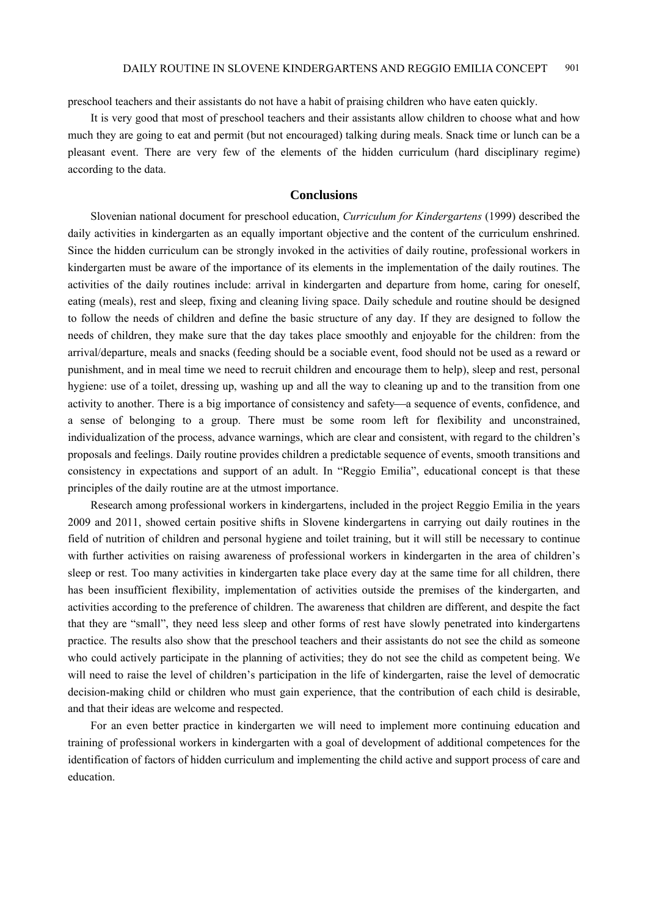preschool teachers and their assistants do not have a habit of praising children who have eaten quickly.

It is very good that most of preschool teachers and their assistants allow children to choose what and how much they are going to eat and permit (but not encouraged) talking during meals. Snack time or lunch can be a pleasant event. There are very few of the elements of the hidden curriculum (hard disciplinary regime) according to the data.

## Conclusions

Slovenian national document for preschool education, *Curriculum for Kindergartens* (1999) described the daily activities in kindergarten as an equally important objective and the content of the curriculum enshrined. Since the hidden curriculum can be strongly invoked in the activities of daily routine, professional workers in kindergarten must be aware of the importance of its elements in the implementation of the daily routines. The activities of the daily routines include: arrival in kindergarten and departure from home, caring for oneself, eating (meals), rest and sleep, fixing and cleaning living space. Daily schedule and routine should be designed to follow the needs of children and define the basic structure of any day. If they are designed to follow the needs of children, they make sure that the day takes place smoothly and enjoyable for the children: from the arrival/departure, meals and snacks (feeding should be a sociable event, food should not be used as a reward or punishment, and in meal time we need to recruit children and encourage them to help), sleep and rest, personal hygiene: use of a toilet, dressing up, washing up and all the way to cleaning up and to the transition from one activity to another. There is a big importance of consistency and safety—a sequence of events, confidence, and a sense of belonging to a group. There must be some room left for flexibility and unconstrained, individualization of the process, advance warnings, which are clear and consistent, with regard to the children's proposals and feelings. Daily routine provides children a predictable sequence of events, smooth transitions and consistency in expectations and support of an adult. In "Reggio Emilia", educational concept is that these principles of the daily routine are at the utmost importance.

Research among professional workers in kindergartens, included in the project Reggio Emilia in the years 2009 and 2011, showed certain positive shifts in Slovene kindergartens in carrying out daily routines in the field of nutrition of children and personal hygiene and toilet training, but it will still be necessary to continue with further activities on raising awareness of professional workers in kindergarten in the area of children's sleep or rest. Too many activities in kindergarten take place every day at the same time for all children, there has been insufficient flexibility, implementation of activities outside the premises of the kindergarten, and activities according to the preference of children. The awareness that children are different, and despite the fact that they are "small", they need less sleep and other forms of rest have slowly penetrated into kindergartens practice. The results also show that the preschool teachers and their assistants do not see the child as someone who could actively participate in the planning of activities; they do not see the child as competent being. We will need to raise the level of children's participation in the life of kindergarten, raise the level of democratic decision-making child or children who must gain experience, that the contribution of each child is desirable, and that their ideas are welcome and respected.

For an even better practice in kindergarten we will need to implement more continuing education and training of professional workers in kindergarten with a goal of development of additional competences for the identification of factors of hidden curriculum and implementing the child active and support process of care and education.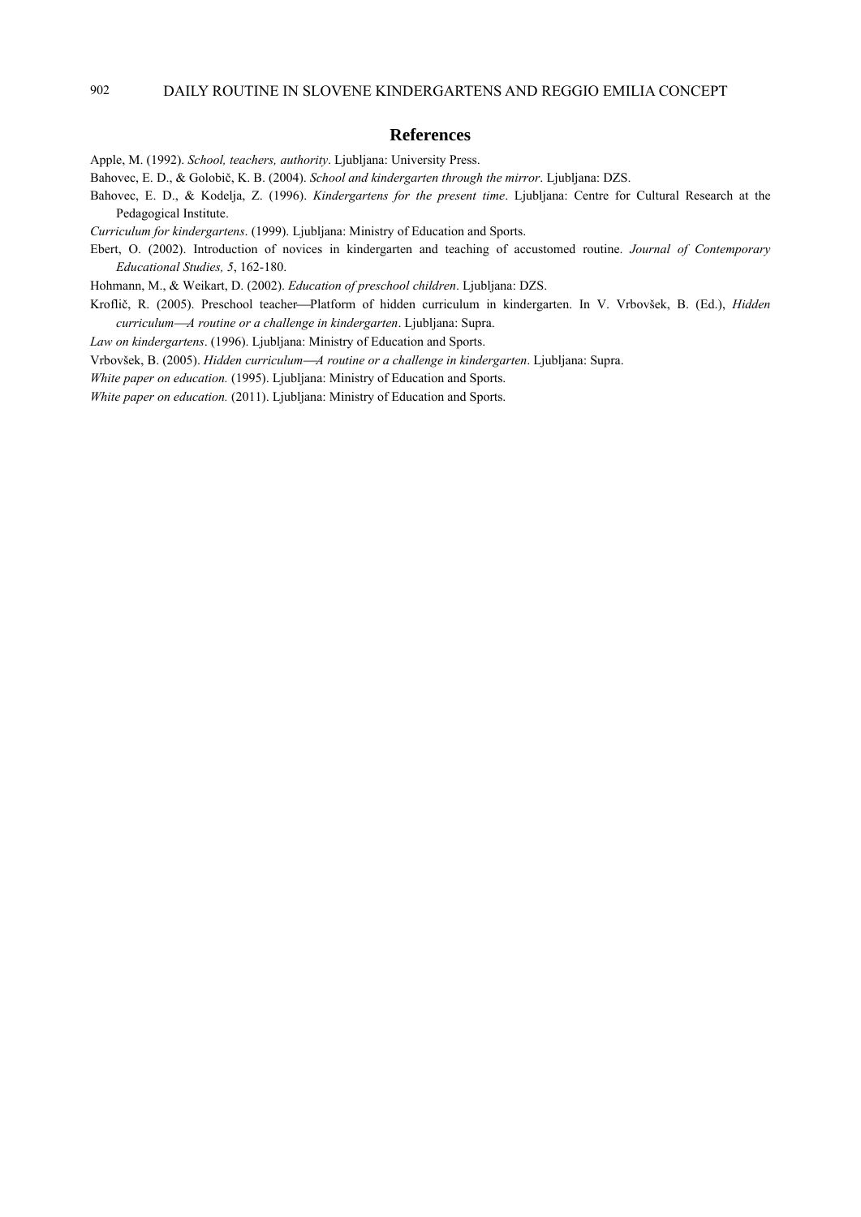## References

Apple, M. (1992). *School, teachers, authority*. Ljubljana: University Press.

Bahovec, E. D., & Golobič, K. B. (2004). *School and kindergarten through the mirror*. Ljubljana: DZS.

Bahovec, E. D., & Kodelja, Z. (1996). *Kindergartens for the present time*. Ljubljana: Centre for Cultural Research at the Pedagogical Institute.

*Curriculum for kindergartens*. (1999). Ljubljana: Ministry of Education and Sports.

Ebert, O. (2002). Introduction of novices in kindergarten and teaching of accustomed routine. *Journal of Contemporary Educational Studies, 5*, 162-180.

Hohmann, M., & Weikart, D. (2002). *Education of preschool children*. Ljubljana: DZS.

Kroflič, R. (2005). Preschool teacher—Platform of hidden curriculum in kindergarten. In V. Vrbovšek, B. (Ed.), *Hidden curriculum—A routine or a challenge in kindergarten*. Ljubljana: Supra.

*Law on kindergartens*. (1996). Ljubljana: Ministry of Education and Sports.

Vrbovšek, B. (2005). *Hidden curriculum—A routine or a challenge in kindergarten*. Ljubljana: Supra.

*White paper on education.* (1995). Ljubljana: Ministry of Education and Sports.

*White paper on education.* (2011). Ljubljana: Ministry of Education and Sports.